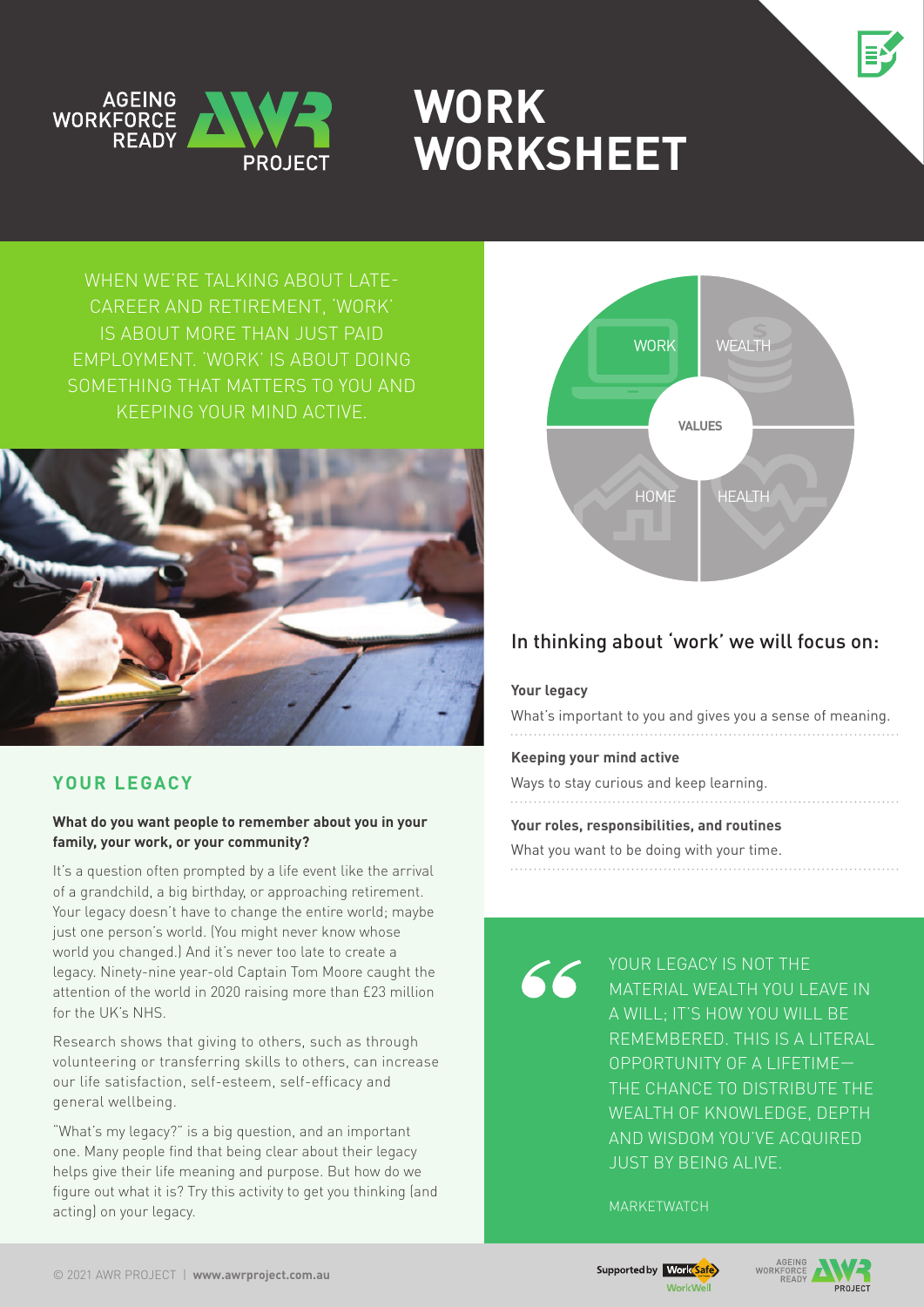# WORK WORKSHEET

WHEN WE'RE TALKING ABOUT LATE-CAREER AND RETIREMENT, 'WORK' IS ABOUT MORE THAN JUST PAID EMPLOYMENT. 'WORK' IS ABOUT DOING SOMETHING THAT MATTERS TO YOU AND KEEPING YOUR MIND ACTIVE.

WORK | WEALTH | VALUES | HOME | HEALTH

## In thinking about 'work' we will focus on:

**Your legacy**

What's important to you and gives you a sense of meaning.

**Keeping your mind active**

Ways to stay curious and keep learning.

**Your roles, responsibilities, and routines**

What you want to be doing with your time.

## YOUR LEGACY

**What do you want people to remember about you in your family, your work, or your community?**

It's a question often prompted by a life event like the arrival of a grandchild, a big birthday, or approaching retirement. Your legacy doesn't have to change the entire world; maybe just one person's world. (You might never know whose world you changed.) And it's never too late to create a legacy. Ninety-nine year-old Captain Tom Moore caught the attention of the world in 2020 raising more than £23 million for the UK's NHS.

Research shows that giving to others, such as through volunteering or transferring skills to others, can increase our life satisfaction, self-esteem, self-efficacy and general wellbeing.

"What's my legacy?" is a big question, and an important one. Many people find that being clear about their legacy helps give their life meaning and purpose. But how do we figure out what it is? Try this activity to get you thinking (and acting) on your legacy.

> YOUR LEGACY IS NOT THE MATERIAL WEALTH YOU LEAVE IN A WILL; IT'S HOW YOU WILL BE REMEMBERED. THIS IS A LITERAL OPPORTUNITY OF A LIFETIME—THE CHANCE TO DISTRIBUTE THE WEALTH OF KNOWLEDGE, DEPTH AND WISDOM YOU'VE ACQUIRED JUST BY BEING ALIVE.
>
> MARKETWATCH

© 2021 AWR PROJECT | **www.awrproject.com.au**

Supported by WorkSafe WorkWell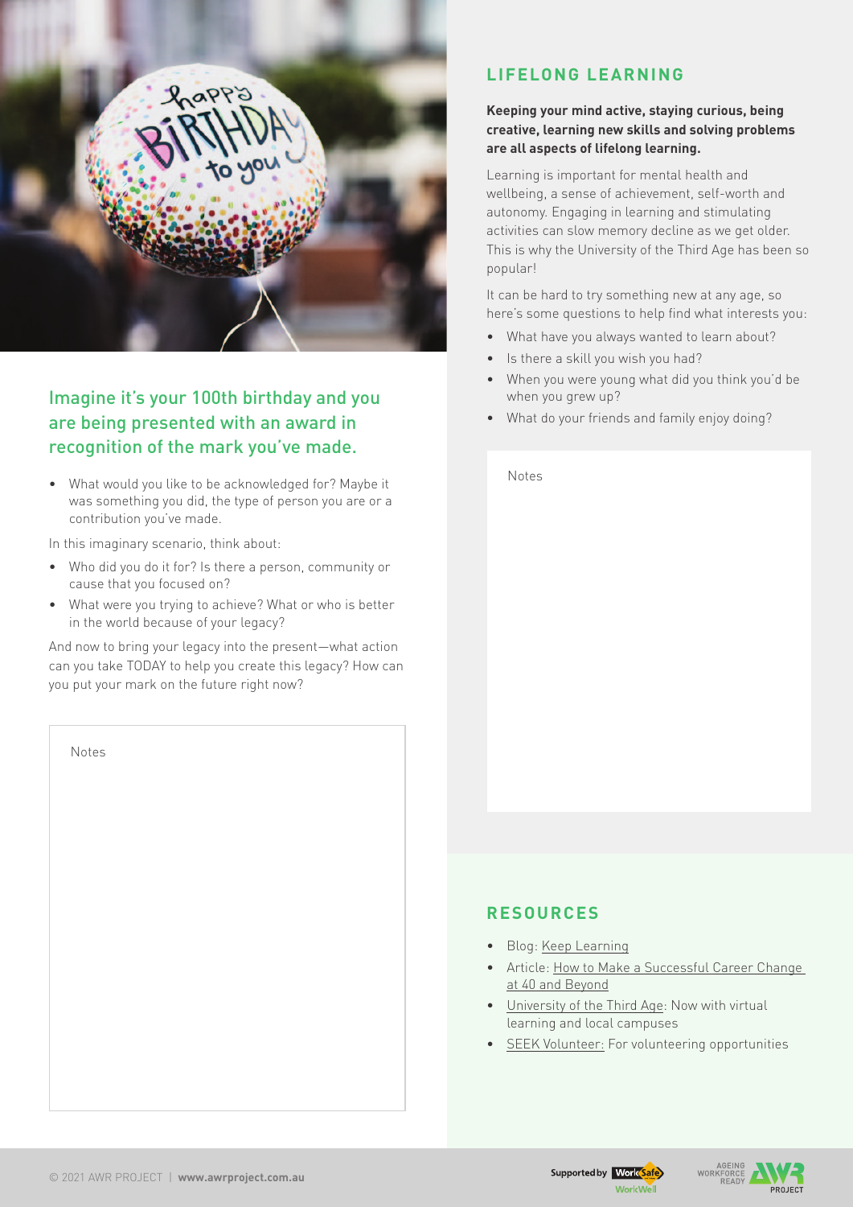## Imagine it's your 100th birthday and you are being presented with an award in recognition of the mark you've made.

- What would you like to be acknowledged for? Maybe it was something you did, the type of person you are or a contribution you've made.

In this imaginary scenario, think about:

- Who did you do it for? Is there a person, community or cause that you focused on?
- What were you trying to achieve? What or who is better in the world because of your legacy?

And now to bring your legacy into the present—what action can you take TODAY to help you create this legacy? How can you put your mark on the future right now?

Notes

## LIFELONG LEARNING

**Keeping your mind active, staying curious, being creative, learning new skills and solving problems are all aspects of lifelong learning.**

Learning is important for mental health and wellbeing, a sense of achievement, self-worth and autonomy. Engaging in learning and stimulating activities can slow memory decline as we get older. This is why the University of the Third Age has been so popular!

It can be hard to try something new at any age, so here's some questions to help find what interests you:

- What have you always wanted to learn about?
- Is there a skill you wish you had?
- When you were young what did you think you'd be when you grew up?
- What do your friends and family enjoy doing?

Notes

## RESOURCES

- Blog: Keep Learning
- Article: How to Make a Successful Career Change at 40 and Beyond
- University of the Third Age: Now with virtual learning and local campuses
- SEEK Volunteer: For volunteering opportunities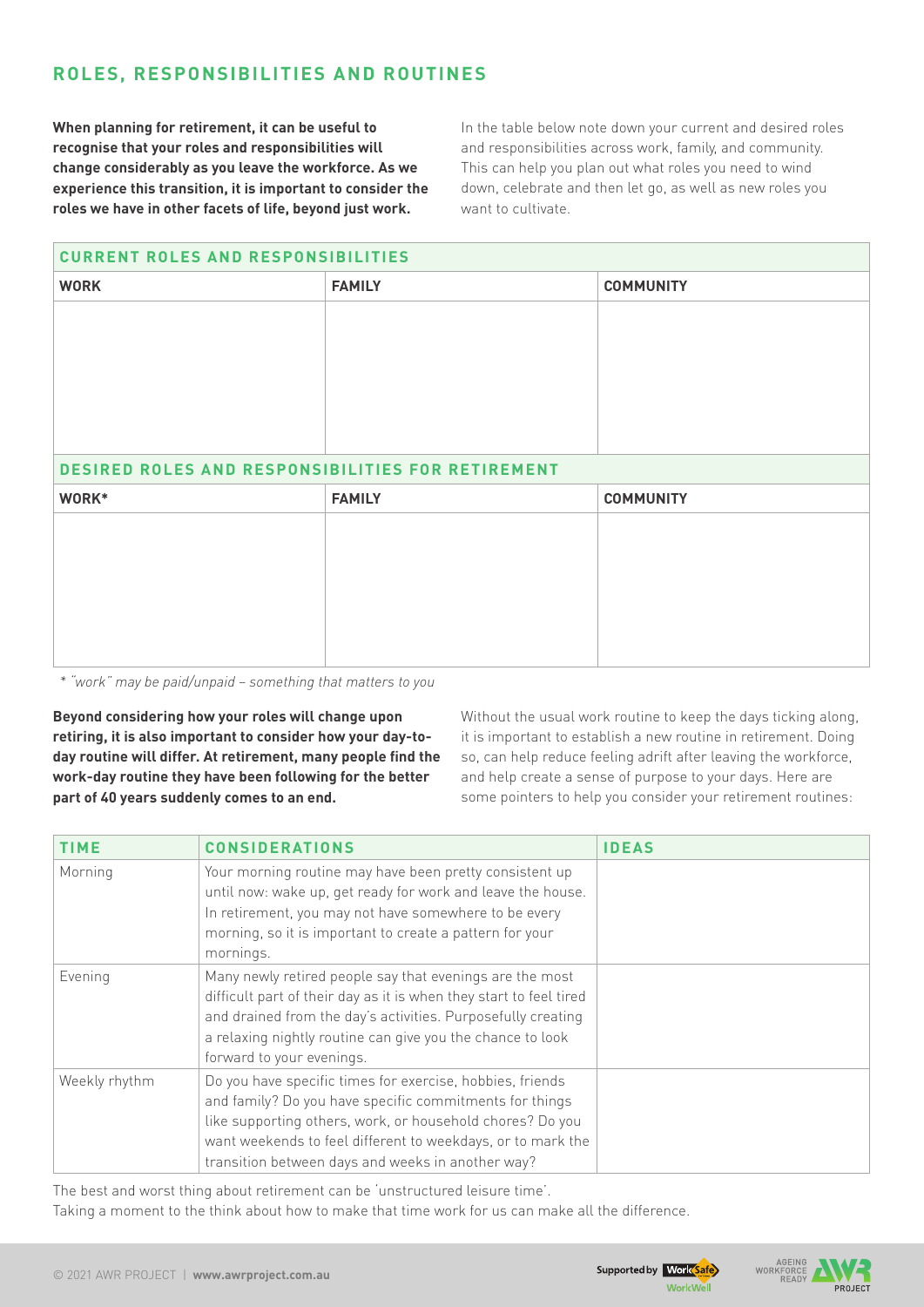## ROLES, RESPONSIBILITIES AND ROUTINES

**When planning for retirement, it can be useful to recognise that your roles and responsibilities will change considerably as you leave the workforce. As we experience this transition, it is important to consider the roles we have in other facets of life, beyond just work.**

In the table below note down your current and desired roles and responsibilities across work, family, and community. This can help you plan out what roles you need to wind down, celebrate and then let go, as well as new roles you want to cultivate.

| CURRENT ROLES AND RESPONSIBILITIES | | |
|---|---|---|
| **WORK** | **FAMILY** | **COMMUNITY** |
| | | |
| **DESIRED ROLES AND RESPONSIBILITIES FOR RETIREMENT** | | |
| **WORK*** | **FAMILY** | **COMMUNITY** |
| | | |

*\* "work" may be paid/unpaid – something that matters to you*

**Beyond considering how your roles will change upon retiring, it is also important to consider how your day-to-day routine will differ. At retirement, many people find the work-day routine they have been following for the better part of 40 years suddenly comes to an end.**

Without the usual work routine to keep the days ticking along, it is important to establish a new routine in retirement. Doing so, can help reduce feeling adrift after leaving the workforce, and help create a sense of purpose to your days. Here are some pointers to help you consider your retirement routines:

| TIME | CONSIDERATIONS | IDEAS |
|---|---|---|
| Morning | Your morning routine may have been pretty consistent up until now: wake up, get ready for work and leave the house. In retirement, you may not have somewhere to be every morning, so it is important to create a pattern for your mornings. | |
| Evening | Many newly retired people say that evenings are the most difficult part of their day as it is when they start to feel tired and drained from the day's activities. Purposefully creating a relaxing nightly routine can give you the chance to look forward to your evenings. | |
| Weekly rhythm | Do you have specific times for exercise, hobbies, friends and family? Do you have specific commitments for things like supporting others, work, or household chores? Do you want weekends to feel different to weekdays, or to mark the transition between days and weeks in another way? | |

The best and worst thing about retirement can be 'unstructured leisure time'.
Taking a moment to the think about how to make that time work for us can make all the difference.

© 2021 AWR PROJECT | **www.awrproject.com.au**

Supported by WorkSafe WorkWell

AGEING WORKFORCE READY AWR PROJECT